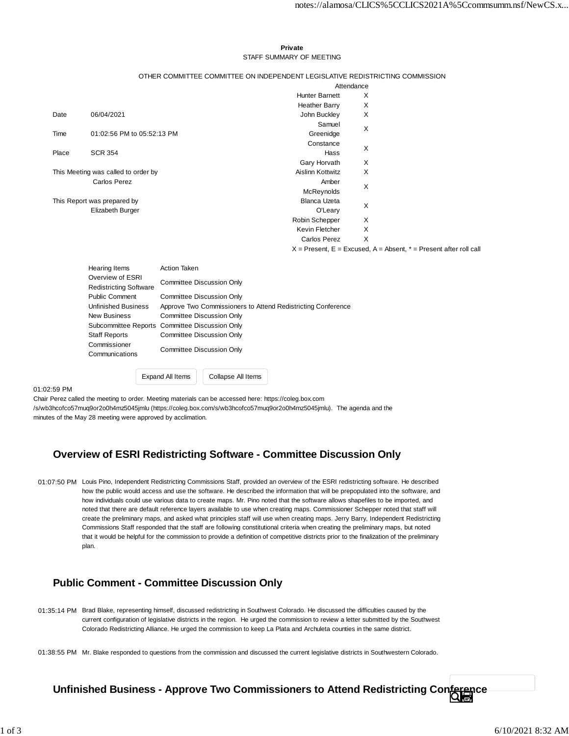**Private**

STAFF SUMMARY OF MEETING

OTHER COMMITTEE COMMITTEE ON INDEPENDENT LEGISLATIVE REDISTRICTING COMMISSION

| | |
|---|---|
| Date | 06/04/2021 |
| Time | 01:02:56 PM to 05:52:13 PM |
| Place | SCR 354 |

This Meeting was called to order by
Carlos Perez

This Report was prepared by
Elizabeth Burger

| Attendance | |
|---|---|
| Hunter Barnett | X |
| Heather Barry | X |
| John Buckley | X |
| Samuel Greenidge | X |
| Constance Hass | X |
| Gary Horvath | X |
| Aislinn Kottwitz | X |
| Amber McReynolds | X |
| Blanca Uzeta O'Leary | X |
| Robin Schepper | X |
| Kevin Fletcher | X |
| Carlos Perez | X |

X = Present, E = Excused, A = Absent, * = Present after roll call

| Hearing Items | Action Taken |
|---|---|
| Overview of ESRI Redistricting Software | Committee Discussion Only |
| Public Comment | Committee Discussion Only |
| Unfinished Business | Approve Two Commissioners to Attend Redistricting Conference |
| New Business | Committee Discussion Only |
| Subcommittee Reports | Committee Discussion Only |
| Staff Reports | Committee Discussion Only |
| Commissioner Communications | Committee Discussion Only |

01:02:59 PM

Chair Perez called the meeting to order. Meeting materials can be accessed here: https://coleg.box.com/s/wb3hcofco57muq9or2o0h4mz5045jmlu (https://coleg.box.com/s/wb3hcofco57muq9or2o0h4mz5045jmlu). The agenda and the minutes of the May 28 meeting were approved by acclimation.

## Overview of ESRI Redistricting Software - Committee Discussion Only

01:07:50 PM Louis Pino, Independent Redistricting Commissions Staff, provided an overview of the ESRI redistricting software. He described how the public would access and use the software. He described the information that will be prepopulated into the software, and how individuals could use various data to create maps. Mr. Pino noted that the software allows shapefiles to be imported, and noted that there are default reference layers available to use when creating maps. Commissioner Schepper noted that staff will create the preliminary maps, and asked what principles staff will use when creating maps. Jerry Barry, Independent Redistricting Commissions Staff responded that the staff are following constitutional criteria when creating the preliminary maps, but noted that it would be helpful for the commission to provide a definition of competitive districts prior to the finalization of the preliminary plan.

## Public Comment - Committee Discussion Only

01:35:14 PM Brad Blake, representing himself, discussed redistricting in Southwest Colorado. He discussed the difficulties caused by the current configuration of legislative districts in the region. He urged the commission to review a letter submitted by the Southwest Colorado Redistricting Alliance. He urged the commission to keep La Plata and Archuleta counties in the same district.

01:38:55 PM Mr. Blake responded to questions from the commission and discussed the current legislative districts in Southwestern Colorado.

## Unfinished Business - Approve Two Commissioners to Attend Redistricting Conference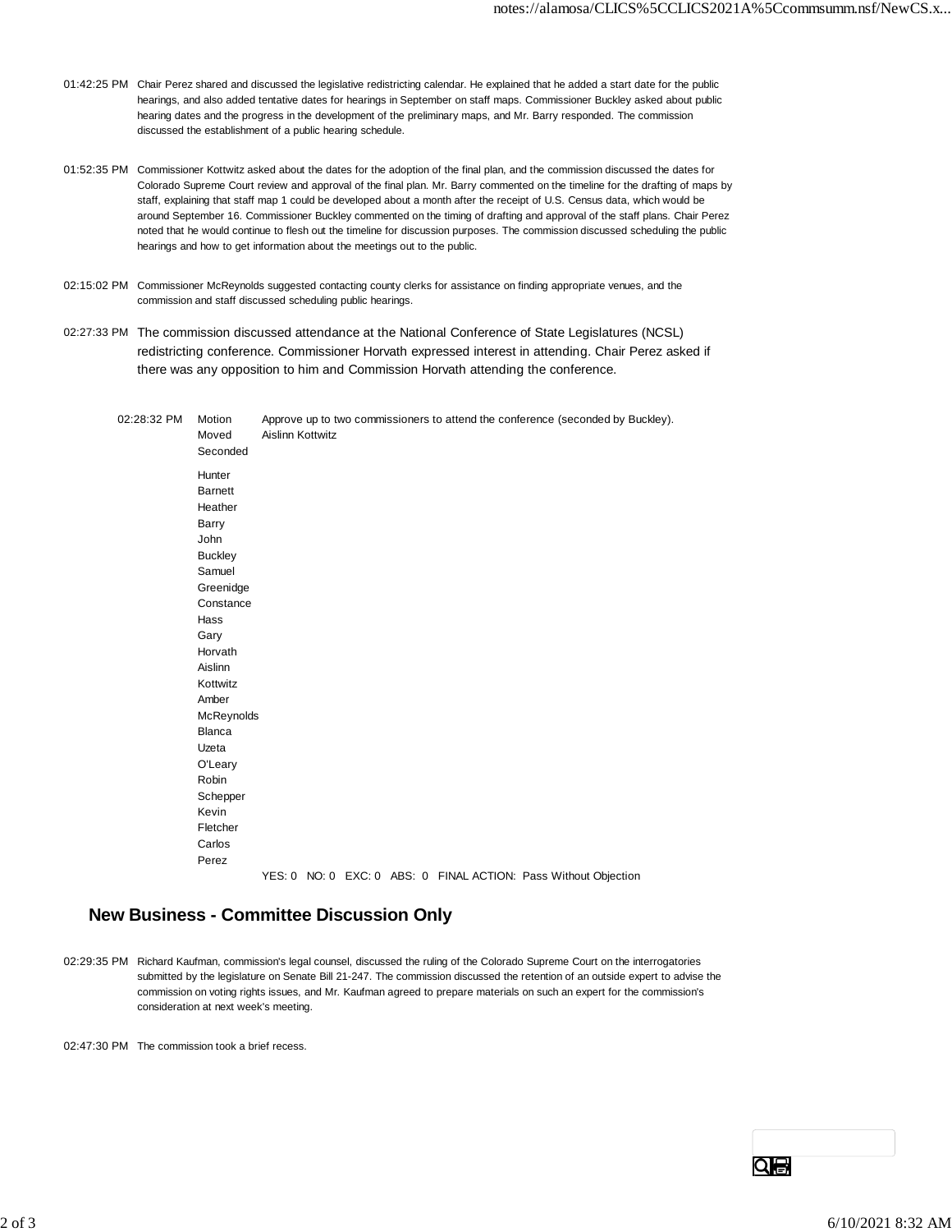01:42:25 PM Chair Perez shared and discussed the legislative redistricting calendar. He explained that he added a start date for the public hearings, and also added tentative dates for hearings in September on staff maps. Commissioner Buckley asked about public hearing dates and the progress in the development of the preliminary maps, and Mr. Barry responded. The commission discussed the establishment of a public hearing schedule.

01:52:35 PM Commissioner Kottwitz asked about the dates for the adoption of the final plan, and the commission discussed the dates for Colorado Supreme Court review and approval of the final plan. Mr. Barry commented on the timeline for the drafting of maps by staff, explaining that staff map 1 could be developed about a month after the receipt of U.S. Census data, which would be around September 16. Commissioner Buckley commented on the timing of drafting and approval of the staff plans. Chair Perez noted that he would continue to flesh out the timeline for discussion purposes. The commission discussed scheduling the public hearings and how to get information about the meetings out to the public.

02:15:02 PM Commissioner McReynolds suggested contacting county clerks for assistance on finding appropriate venues, and the commission and staff discussed scheduling public hearings.

02:27:33 PM The commission discussed attendance at the National Conference of State Legislatures (NCSL) redistricting conference. Commissioner Horvath expressed interest in attending. Chair Perez asked if there was any opposition to him and Commission Horvath attending the conference.

| 02:28:32 PM | | |
|---|---|---|
| | Motion | Approve up to two commissioners to attend the conference (seconded by Buckley). |
| | Moved | Aislinn Kottwitz |
| | Seconded | |
| | Hunter Barnett | |
| | Heather Barry | |
| | John Buckley | |
| | Samuel Greenidge | |
| | Constance Hass | |
| | Gary Horvath | |
| | Aislinn Kottwitz | |
| | Amber McReynolds | |
| | Blanca Uzeta O'Leary | |
| | Robin Schepper | |
| | Kevin Fletcher | |
| | Carlos Perez | |
| | | YES: 0 NO: 0 EXC: 0 ABS: 0 FINAL ACTION: Pass Without Objection |

## New Business - Committee Discussion Only

02:29:35 PM Richard Kaufman, commission's legal counsel, discussed the ruling of the Colorado Supreme Court on the interrogatories submitted by the legislature on Senate Bill 21-247. The commission discussed the retention of an outside expert to advise the commission on voting rights issues, and Mr. Kaufman agreed to prepare materials on such an expert for the commission's consideration at next week's meeting.

02:47:30 PM The commission took a brief recess.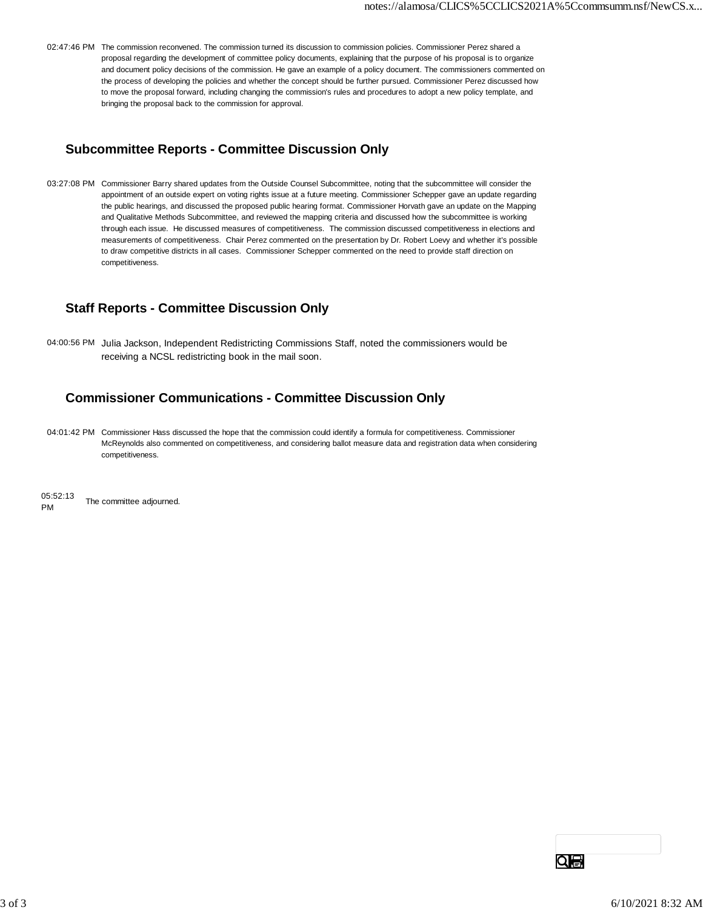02:47:46 PM The commission reconvened. The commission turned its discussion to commission policies. Commissioner Perez shared a proposal regarding the development of committee policy documents, explaining that the purpose of his proposal is to organize and document policy decisions of the commission. He gave an example of a policy document. The commissioners commented on the process of developing the policies and whether the concept should be further pursued. Commissioner Perez discussed how to move the proposal forward, including changing the commission's rules and procedures to adopt a new policy template, and bringing the proposal back to the commission for approval.

## Subcommittee Reports - Committee Discussion Only

03:27:08 PM Commissioner Barry shared updates from the Outside Counsel Subcommittee, noting that the subcommittee will consider the appointment of an outside expert on voting rights issue at a future meeting. Commissioner Schepper gave an update regarding the public hearings, and discussed the proposed public hearing format. Commissioner Horvath gave an update on the Mapping and Qualitative Methods Subcommittee, and reviewed the mapping criteria and discussed how the subcommittee is working through each issue. He discussed measures of competitiveness. The commission discussed competitiveness in elections and measurements of competitiveness. Chair Perez commented on the presentation by Dr. Robert Loevy and whether it's possible to draw competitive districts in all cases. Commissioner Schepper commented on the need to provide staff direction on competitiveness.

## Staff Reports - Committee Discussion Only

04:00:56 PM Julia Jackson, Independent Redistricting Commissions Staff, noted the commissioners would be receiving a NCSL redistricting book in the mail soon.

## Commissioner Communications - Committee Discussion Only

04:01:42 PM Commissioner Hass discussed the hope that the commission could identify a formula for competitiveness. Commissioner McReynolds also commented on competitiveness, and considering ballot measure data and registration data when considering competitiveness.

05:52:13 PM The committee adjourned.